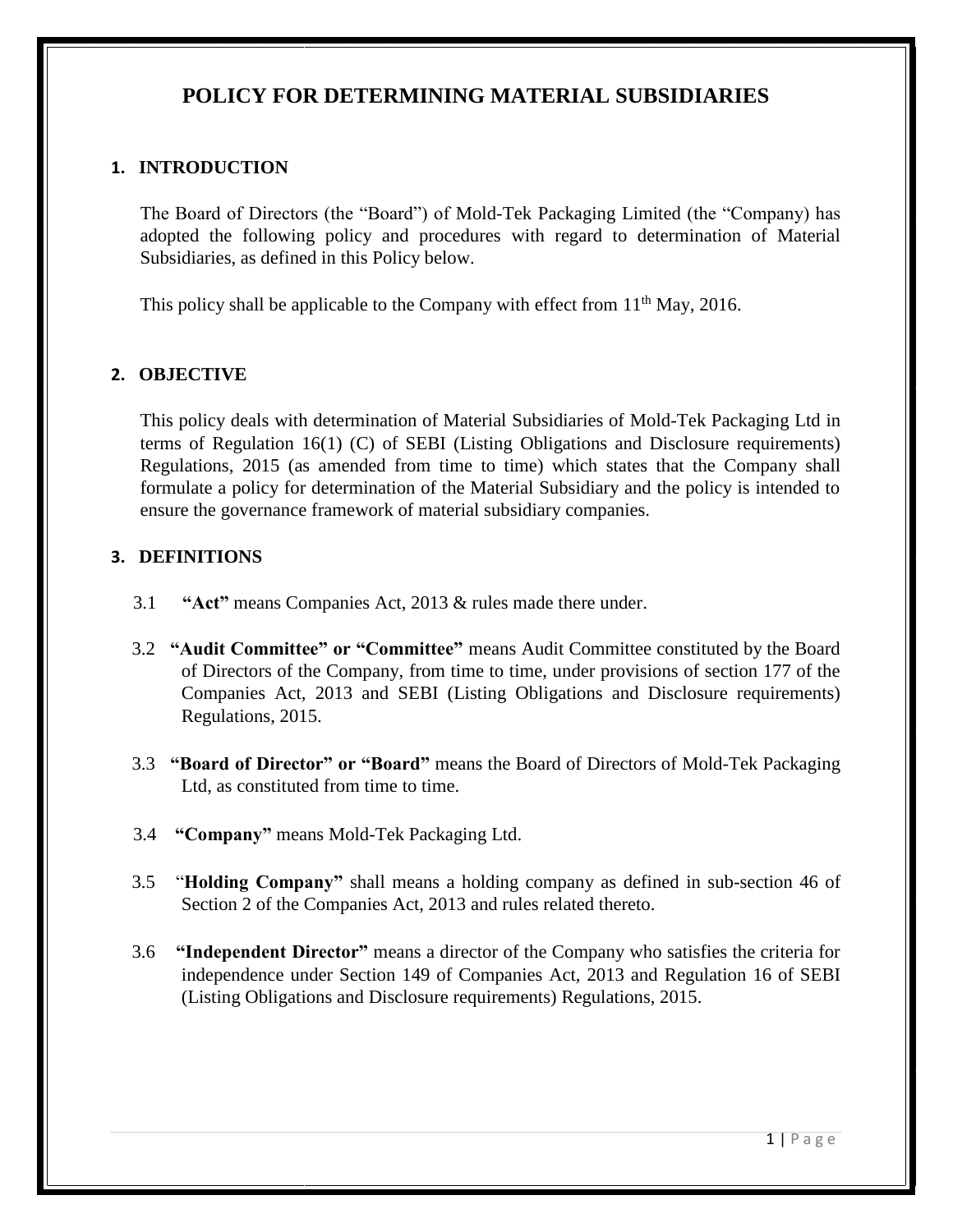# POLICY FOR DETERMINING MATERIAL SUBSIDIARIES

## 1. INTRODUCTION

The Board of Directors (the "Board") of Mold-Tek Packaging Limited (the "Company) has adopted the following policy and procedures with regard to determination of Material Subsidiaries, as defined in this Policy below.

This policy shall be applicable to the Company with effect from 11th May, 2016.

## 2. OBJECTIVE

This policy deals with determination of Material Subsidiaries of Mold-Tek Packaging Ltd in terms of Regulation 16(1) (C) of SEBI (Listing Obligations and Disclosure requirements) Regulations, 2015 (as amended from time to time) which states that the Company shall formulate a policy for determination of the Material Subsidiary and the policy is intended to ensure the governance framework of material subsidiary companies.

## 3. DEFINITIONS

3.1 **"Act"** means Companies Act, 2013 & rules made there under.

3.2 **"Audit Committee" or "Committee"** means Audit Committee constituted by the Board of Directors of the Company, from time to time, under provisions of section 177 of the Companies Act, 2013 and SEBI (Listing Obligations and Disclosure requirements) Regulations, 2015.

3.3 **"Board of Director" or "Board"** means the Board of Directors of Mold-Tek Packaging Ltd, as constituted from time to time.

3.4 **"Company"** means Mold-Tek Packaging Ltd.

3.5 "**Holding Company"** shall means a holding company as defined in sub-section 46 of Section 2 of the Companies Act, 2013 and rules related thereto.

3.6 **"Independent Director"** means a director of the Company who satisfies the criteria for independence under Section 149 of Companies Act, 2013 and Regulation 16 of SEBI (Listing Obligations and Disclosure requirements) Regulations, 2015.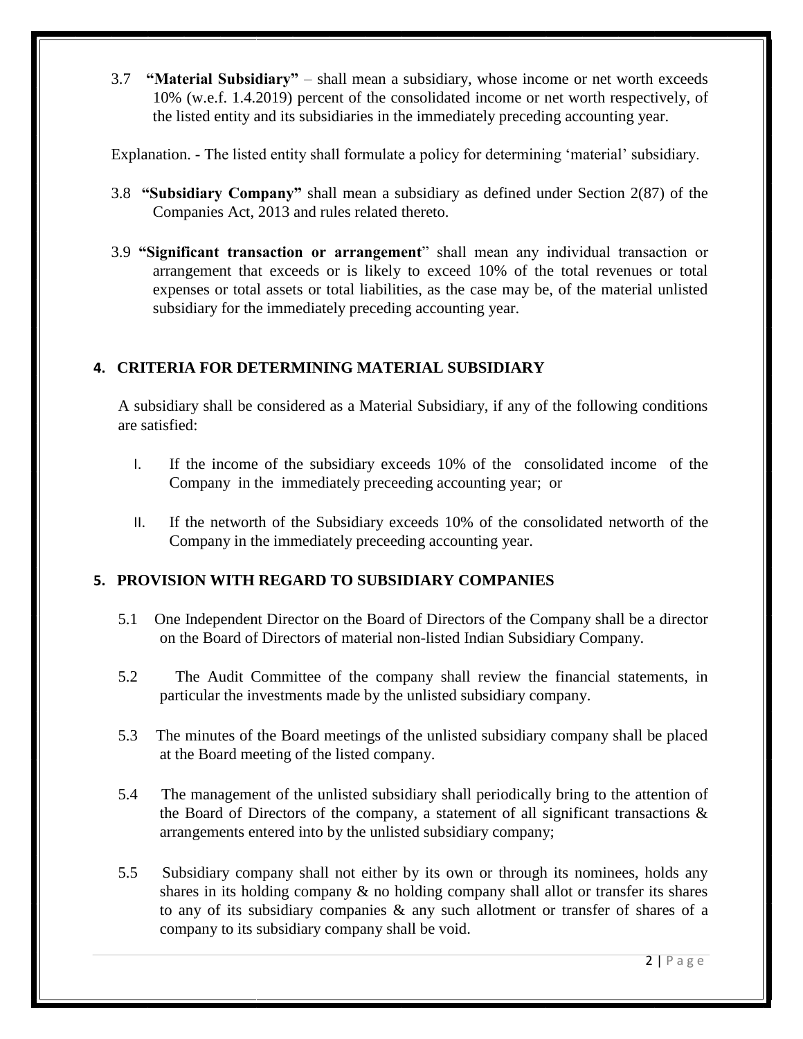3.7 **"Material Subsidiary"** – shall mean a subsidiary, whose income or net worth exceeds 10% (w.e.f. 1.4.2019) percent of the consolidated income or net worth respectively, of the listed entity and its subsidiaries in the immediately preceding accounting year.

Explanation. - The listed entity shall formulate a policy for determining 'material' subsidiary.

3.8 **"Subsidiary Company"** shall mean a subsidiary as defined under Section 2(87) of the Companies Act, 2013 and rules related thereto.

3.9 **"Significant transaction or arrangement**" shall mean any individual transaction or arrangement that exceeds or is likely to exceed 10% of the total revenues or total expenses or total assets or total liabilities, as the case may be, of the material unlisted subsidiary for the immediately preceding accounting year.

## 4. CRITERIA FOR DETERMINING MATERIAL SUBSIDIARY

A subsidiary shall be considered as a Material Subsidiary, if any of the following conditions are satisfied:

I. If the income of the subsidiary exceeds 10% of the consolidated income of the Company in the immediately preceeding accounting year; or

II. If the networth of the Subsidiary exceeds 10% of the consolidated networth of the Company in the immediately preceeding accounting year.

## 5. PROVISION WITH REGARD TO SUBSIDIARY COMPANIES

5.1 One Independent Director on the Board of Directors of the Company shall be a director on the Board of Directors of material non-listed Indian Subsidiary Company.

5.2 The Audit Committee of the company shall review the financial statements, in particular the investments made by the unlisted subsidiary company.

5.3 The minutes of the Board meetings of the unlisted subsidiary company shall be placed at the Board meeting of the listed company.

5.4 The management of the unlisted subsidiary shall periodically bring to the attention of the Board of Directors of the company, a statement of all significant transactions & arrangements entered into by the unlisted subsidiary company;

5.5 Subsidiary company shall not either by its own or through its nominees, holds any shares in its holding company & no holding company shall allot or transfer its shares to any of its subsidiary companies & any such allotment or transfer of shares of a company to its subsidiary company shall be void.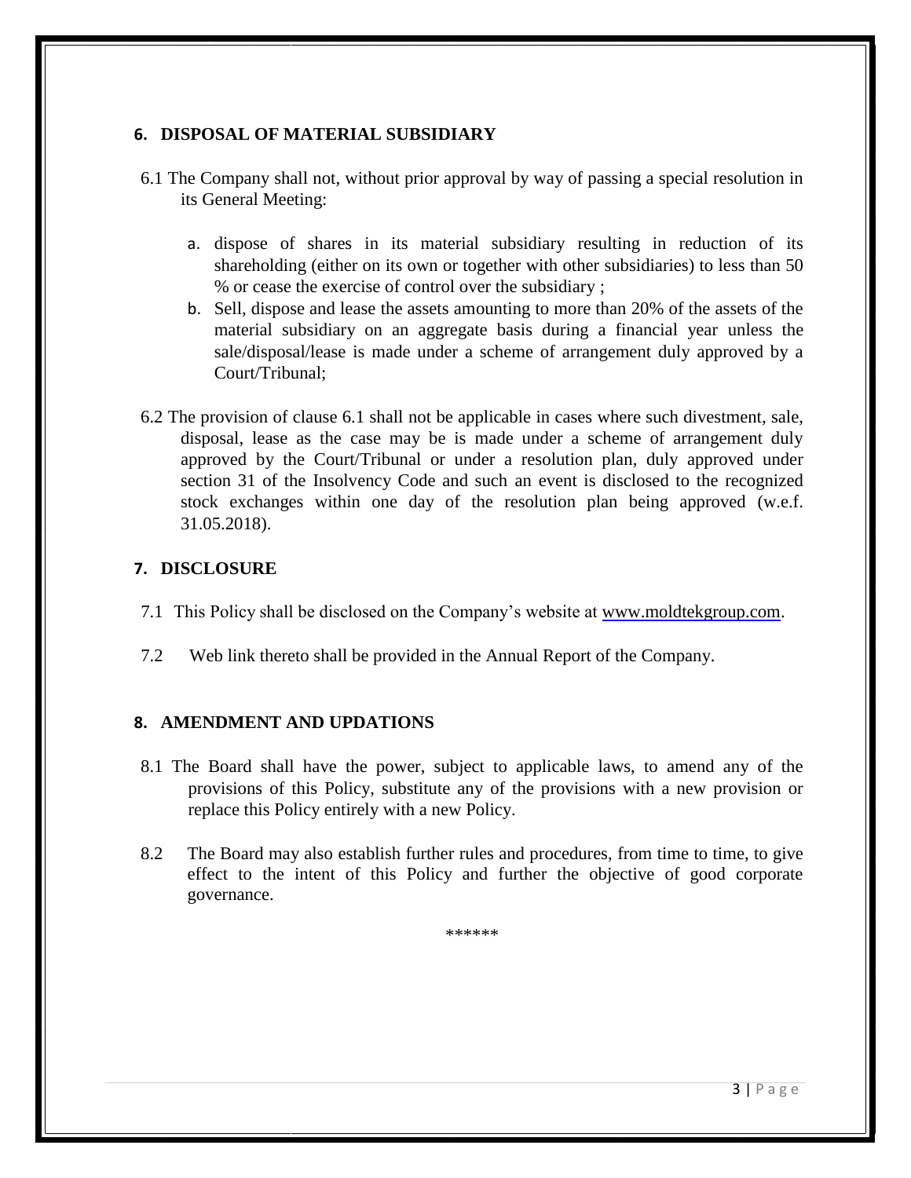## 6. DISPOSAL OF MATERIAL SUBSIDIARY

6.1 The Company shall not, without prior approval by way of passing a special resolution in its General Meeting:

a. dispose of shares in its material subsidiary resulting in reduction of its shareholding (either on its own or together with other subsidiaries) to less than 50 % or cease the exercise of control over the subsidiary ;

b. Sell, dispose and lease the assets amounting to more than 20% of the assets of the material subsidiary on an aggregate basis during a financial year unless the sale/disposal/lease is made under a scheme of arrangement duly approved by a Court/Tribunal;

6.2 The provision of clause 6.1 shall not be applicable in cases where such divestment, sale, disposal, lease as the case may be is made under a scheme of arrangement duly approved by the Court/Tribunal or under a resolution plan, duly approved under section 31 of the Insolvency Code and such an event is disclosed to the recognized stock exchanges within one day of the resolution plan being approved (w.e.f. 31.05.2018).

## 7. DISCLOSURE

7.1 This Policy shall be disclosed on the Company's website at www.moldtekgroup.com.

7.2 Web link thereto shall be provided in the Annual Report of the Company.

## 8. AMENDMENT AND UPDATIONS

8.1 The Board shall have the power, subject to applicable laws, to amend any of the provisions of this Policy, substitute any of the provisions with a new provision or replace this Policy entirely with a new Policy.

8.2 The Board may also establish further rules and procedures, from time to time, to give effect to the intent of this Policy and further the objective of good corporate governance.

******